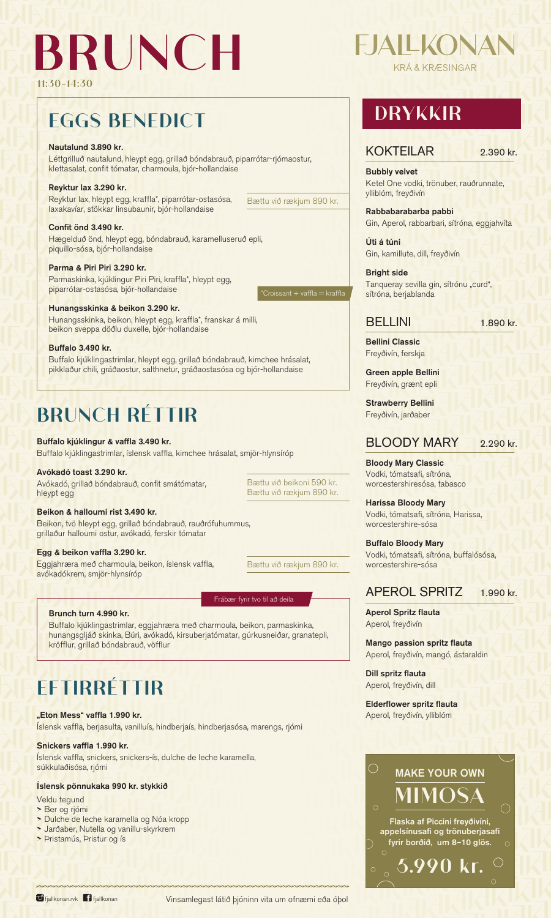# BRUNCH

11:30–14:30

# FJALLKONAN

KRÁ & KRÆSINGAR

## EGGS BENEDICT

**Nautalund 3.890 kr.**
Léttgrilluð nautalund, hleypt egg, grillað bóndabrauð, piparrótar-rjómaostur, klettasalat, confit tómatar, charmoula, bjór-hollandaise

**Reyktur lax 3.290 kr.**
Reyktur lax, hleypt egg, kraffla*, piparrótar-ostasósa, laxakavíar, stökkar linsubaunir, bjór-hollandaise

Bættu við rækjum 890 kr.

**Confit önd 3.490 kr.**
Hægelduð önd, hleypt egg, bóndabrauð, karamelluseruð epli, piquillo-sósa, bjór-hollandaise

**Parma & Piri Piri 3.290 kr.**
Parmaskinka, kjúklingur Piri Piri, kraffla*, hleypt egg, piparrótar-ostasósa, bjór-hollandaise

*Croissant + vaffla = kraffla

**Hunangsskinka & beikon 3.290 kr.**
Hunangsskinka, beikon, hleypt egg, kraffla*, franskar á milli, beikon sveppa döðlu duxelle, bjór-hollandaise

**Buffalo 3.490 kr.**
Buffalo kjúklingastrimlar, hleypt egg, grillað bóndabrauð, kimchee hrásalat, pikklaður chili, gráðaostur, salthnetur, gráðaostasósa og bjór-hollandaise

## BRUNCH RÉTTIR

**Buffalo kjúklingur & vaffla 3.490 kr.**
Buffalo kjúklingastrimlar, íslensk vaffla, kimchee hrásalat, smjör-hlynsíróp

**Avókadó toast 3.290 kr.**
Avókadó, grillað bóndabrauð, confit smátómatar, hleypt egg

Bættu við beikoni 590 kr.
Bættu við rækjum 890 kr.

**Beikon & halloumi rist 3.490 kr.**
Beikon, tvö hleypt egg, grillað bóndabrauð, rauðrófuhummus, grillaður halloumi ostur, avókadó, ferskir tómatar

**Egg & beikon vaffla 3.290 kr.**
Eggjahræra með charmoula, beikon, íslensk vaffla, avókadókrem, smjör-hlynsíróp

Bættu við rækjum 890 kr.

Frábær fyrir tvo til að deila

**Brunch turn 4.990 kr.**
Buffalo kjúklingastrimlar, eggjahræra með charmoula, beikon, parmaskinka, hunangsgljáð skinka, Búri, avókadó, kirsuberjatómatar, gúrkusneiðar, granatepli, kröfflur, grillað bóndabrauð, vöfflur

## EFTIRRÉTTIR

**„Eton Mess" vaffla 1.990 kr.**
Íslensk vaffla, berjasulta, vanilluís, hindberjaís, hindberjasósa, marengs, rjómi

**Snickers vaffla 1.990 kr.**
Íslensk vaffla, snickers, snickers-ís, dulche de leche karamella, súkkulaðisósa, rjómi

**Íslensk pönnukaka 990 kr. stykkið**
Veldu tegund

- Ber og rjómi
- Dulche de leche karamella og Nóa kropp
- Jarðaber, Nutella og vanillu-skyrkrem
- Þristamús, Þristur og ís

## DRYKKIR

### KOKTEILAR 2.390 kr.

**Bubbly velvet**
Ketel One vodki, trönuber, rauðrunnate, ylliblóm, freyðivín

**Rabbabarabarba pabbi**
Gin, Aperol, rabbarbari, sítróna, eggjahvíta

**Úti á túni**
Gin, kamillute, dill, freyðivín

**Bright side**
Tanqueray sevilla gin, sítrónu „curd", sítróna, berjablanda

### BELLINI 1.890 kr.

**Bellini Classic**
Freyðivín, ferskja

**Green apple Bellini**
Freyðivín, grænt epli

**Strawberry Bellini**
Freyðivín, jarðaber

### BLOODY MARY 2.290 kr.

**Bloody Mary Classic**
Vodki, tómatsafi, sítróna, worcestershiresósa, tabasco

**Harissa Bloody Mary**
Vodki, tómatsafi, sítróna, Harissa, worcestershire-sósa

**Buffalo Bloody Mary**
Vodki, tómatsafi, sítróna, buffalósósa, worcestershire-sósa

### APEROL SPRITZ 1.990 kr.

**Aperol Spritz flauta**
Aperol, freyðivín

**Mango passion spritz flauta**
Aperol, freyðivín, mangó, ástaraldin

**Dill spritz flauta**
Aperol, freyðivín, dill

**Elderflower spritz flauta**
Aperol, freyðivín, ylliblóm

### MAKE YOUR OWN MIMOSA

**Flaska af Piccini freyðivíni, appelsínusafi og trönuberjasafi fyrir borðið, um 8–10 glös.**

**5.990 kr.**

fjallkonan.rvk fjallkonan

Vinsamlegast látið þjóninn vita um ofnæmi eða óþol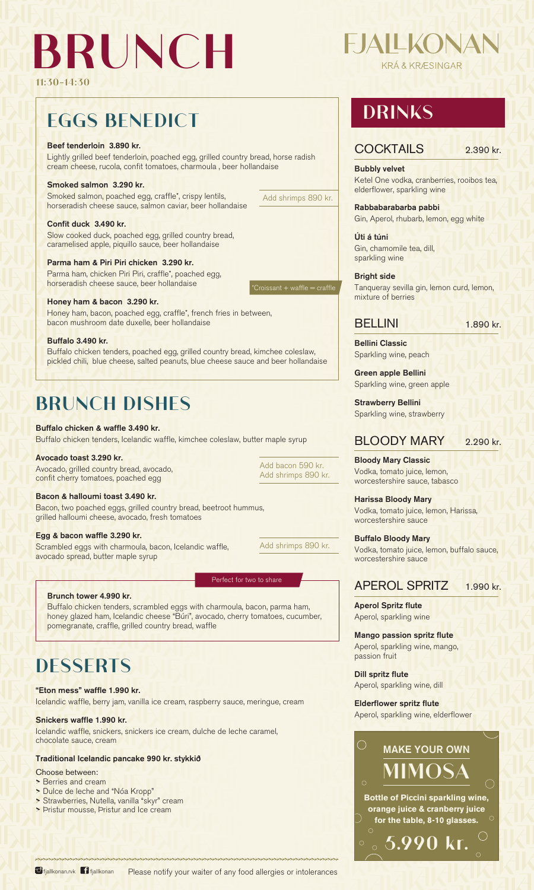# BRUNCH

11:30-14:30

# FJALLKONAN

KRÁ & KRÆSINGAR

## EGGS BENEDICT

**Beef tenderloin 3.890 kr.**
Lightly grilled beef tenderloin, poached egg, grilled country bread, horse radish cream cheese, rucola, confit tomatoes, charmoula , beer hollandaise

**Smoked salmon 3.290 kr.**
Smoked salmon, poached egg, craffle*, crispy lentils, horseradish cheese sauce, salmon caviar, beer hollandaise

Add shrimps 890 kr.

**Confit duck 3.490 kr.**
Slow cooked duck, poached egg, grilled country bread, caramelised apple, piquillo sauce, beer hollandaise

**Parma ham & Piri Piri chicken 3.290 kr.**
Parma ham, chicken Piri Piri, craffle*, poached egg, horseradish cheese sauce, beer hollandaise

*Croissant + waffle = craffle

**Honey ham & bacon 3.290 kr.**
Honey ham, bacon, poached egg, craffle*, french fries in between, bacon mushroom date duxelle, beer hollandaise

**Buffalo 3.490 kr.**
Buffalo chicken tenders, poached egg, grilled country bread, kimchee coleslaw, pickled chili, blue cheese, salted peanuts, blue cheese sauce and beer hollandaise

## BRUNCH DISHES

**Buffalo chicken & waffle 3.490 kr.**
Buffalo chicken tenders, Icelandic waffle, kimchee coleslaw, butter maple syrup

**Avocado toast 3.290 kr.**
Avocado, grilled country bread, avocado, confit cherry tomatoes, poached egg

Add bacon 590 kr.
Add shrimps 890 kr.

**Bacon & halloumi toast 3.490 kr.**
Bacon, two poached eggs, grilled country bread, beetroot hummus, grilled halloumi cheese, avocado, fresh tomatoes

**Egg & bacon waffle 3.290 kr.**
Scrambled eggs with charmoula, bacon, Icelandic waffle, avocado spread, butter maple syrup

Add shrimps 890 kr.

Perfect for two to share

**Brunch tower 4.990 kr.**
Buffalo chicken tenders, scrambled eggs with charmoula, bacon, parma ham, honey glazed ham, Icelandic cheese "Búri", avocado, cherry tomatoes, cucumber, pomegranate, craffle, grilled country bread, waffle

## DESSERTS

**"Eton mess" waffle 1.990 kr.**
Icelandic waffle, berry jam, vanilla ice cream, raspberry sauce, meringue, cream

**Snickers waffle 1.990 kr.**
Icelandic waffle, snickers, snickers ice cream, dulche de leche caramel, chocolate sauce, cream

**Traditional Icelandic pancake 990 kr. stykkið**

Choose between:
- Berries and cream
- Dulce de leche and "Nóa Kropp"
- Strawberries, Nutella, vanilla "skyr" cream
- Þristur mousse, Þristur and Ice cream

## DRINKS

### COCKTAILS 2.390 kr.

**Bubbly velvet**
Ketel One vodka, cranberries, rooibos tea, elderflower, sparkling wine

**Rabbabarabarba pabbi**
Gin, Aperol, rhubarb, lemon, egg white

**Úti á túni**
Gin, chamomile tea, dill, sparkling wine

**Bright side**
Tanqueray sevilla gin, lemon curd, lemon, mixture of berries

### BELLINI 1.890 kr.

**Bellini Classic**
Sparkling wine, peach

**Green apple Bellini**
Sparkling wine, green apple

**Strawberry Bellini**
Sparkling wine, strawberry

### BLOODY MARY 2.290 kr.

**Bloody Mary Classic**
Vodka, tomato juice, lemon, worcestershire sauce, tabasco

**Harissa Bloody Mary**
Vodka, tomato juice, lemon, Harissa, worcestershire sauce

**Buffalo Bloody Mary**
Vodka, tomato juice, lemon, buffalo sauce, worcestershire sauce

### APEROL SPRITZ 1.990 kr.

**Aperol Spritz flute**
Aperol, sparkling wine

**Mango passion spritz flute**
Aperol, sparkling wine, mango, passion fruit

**Dill spritz flute**
Aperol, sparkling wine, dill

**Elderflower spritz flute**
Aperol, sparkling wine, elderflower

### MAKE YOUR OWN MIMOSA

**Bottle of Piccini sparkling wine, orange juice & cranberry juice for the table, 8-10 glasses.**

**5.990 kr.**

fjallkonan.rvk fjallkonan Please notify your waiter of any food allergies or intolerances